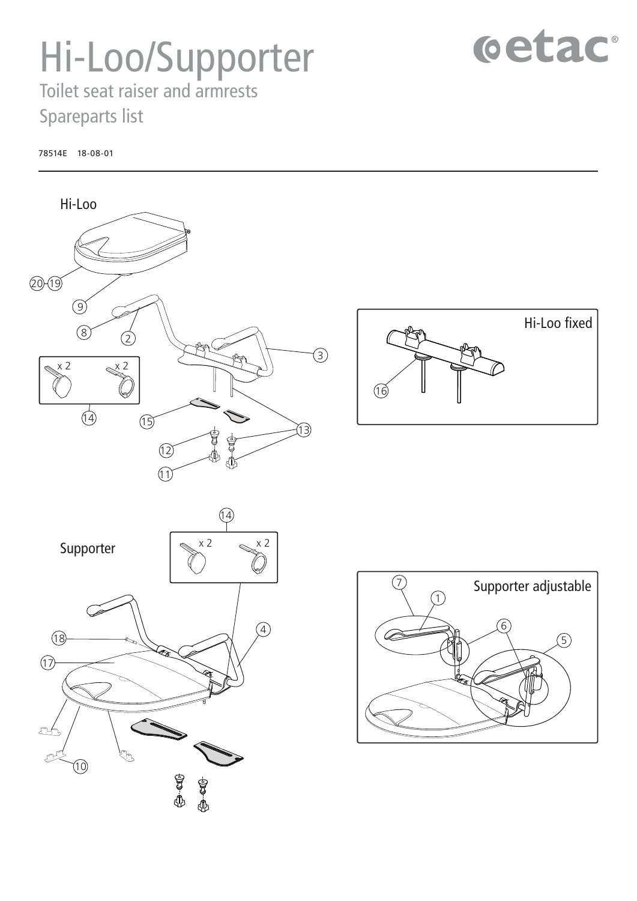# Hi-Loo/Supporter

Toilet seat raiser and armrests

Spareparts list

78514E 18-08-01

etac®

## Hi-Loo

20 19 9 8 2 3 14 x 2 x 2 15 13 12 11

Hi-Loo fixed

16

## Supporter

14 x 2 x 2 18 4 17 10

Supporter adjustable

7 1 6 5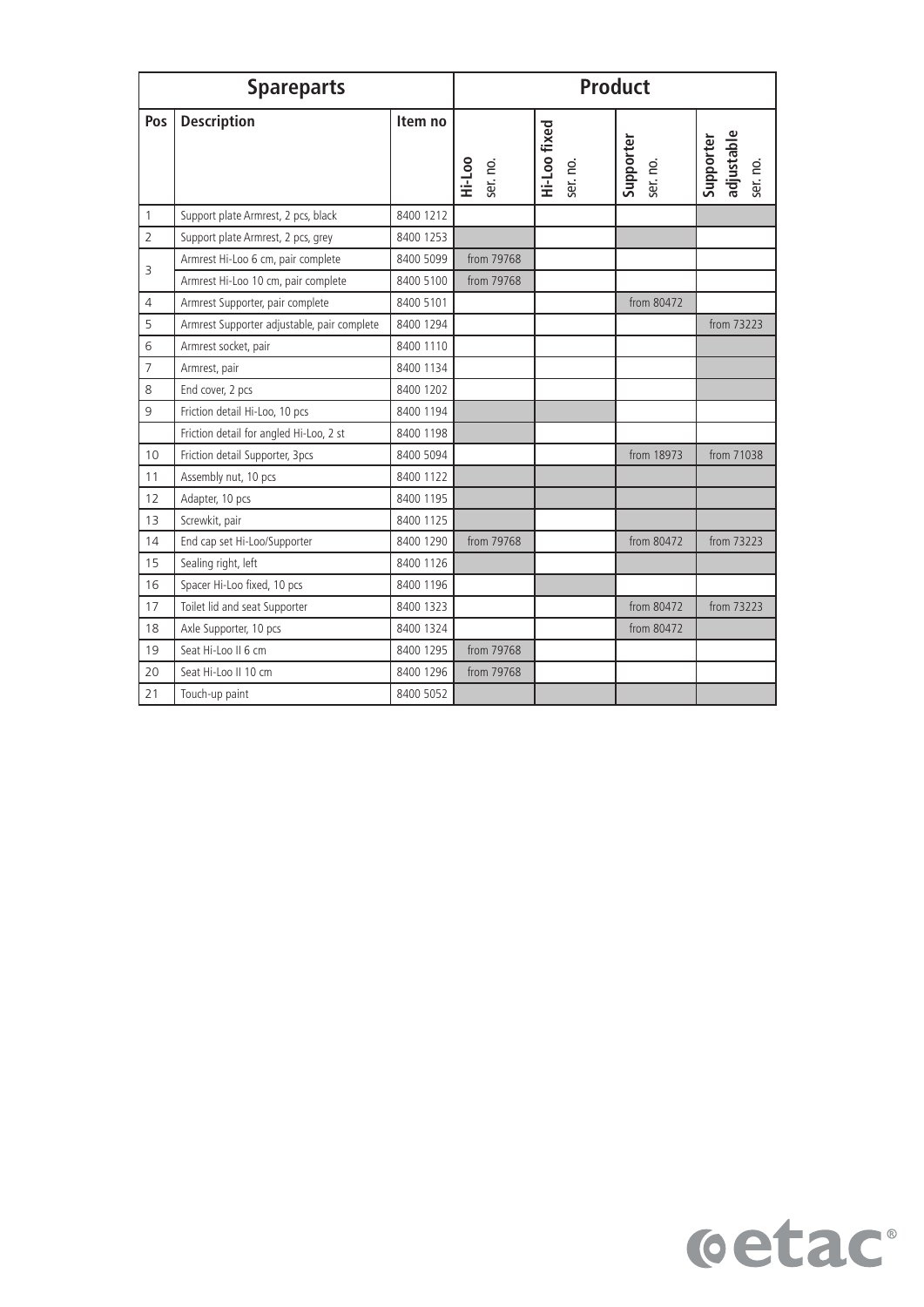| Spareparts | | | Product | | | |
|---|---|---|---|---|---|---|
| Pos | Description | Item no | Hi-Loo ser. no. | Hi-Loo fixed ser. no. | Supporter ser. no. | Supporter adjustable ser. no. |
| 1 | Support plate Armrest, 2 pcs, black | 8400 1212 | | | | |
| 2 | Support plate Armrest, 2 pcs, grey | 8400 1253 | | | | |
| 3 | Armrest Hi-Loo 6 cm, pair complete | 8400 5099 | from 79768 | | | |
| | Armrest Hi-Loo 10 cm, pair complete | 8400 5100 | from 79768 | | | |
| 4 | Armrest Supporter, pair complete | 8400 5101 | | | from 80472 | |
| 5 | Armrest Supporter adjustable, pair complete | 8400 1294 | | | | from 73223 |
| 6 | Armrest socket, pair | 8400 1110 | | | | |
| 7 | Armrest, pair | 8400 1134 | | | | |
| 8 | End cover, 2 pcs | 8400 1202 | | | | |
| 9 | Friction detail Hi-Loo, 10 pcs | 8400 1194 | | | | |
| | Friction detail for angled Hi-Loo, 2 st | 8400 1198 | | | | |
| 10 | Friction detail Supporter, 3pcs | 8400 5094 | | | from 18973 | from 71038 |
| 11 | Assembly nut, 10 pcs | 8400 1122 | | | | |
| 12 | Adapter, 10 pcs | 8400 1195 | | | | |
| 13 | Screwkit, pair | 8400 1125 | | | | |
| 14 | End cap set Hi-Loo/Supporter | 8400 1290 | from 79768 | | from 80472 | from 73223 |
| 15 | Sealing right, left | 8400 1126 | | | | |
| 16 | Spacer Hi-Loo fixed, 10 pcs | 8400 1196 | | | | |
| 17 | Toilet lid and seat Supporter | 8400 1323 | | | from 80472 | from 73223 |
| 18 | Axle Supporter, 10 pcs | 8400 1324 | | | from 80472 | |
| 19 | Seat Hi-Loo II 6 cm | 8400 1295 | from 79768 | | | |
| 20 | Seat Hi-Loo II 10 cm | 8400 1296 | from 79768 | | | |
| 21 | Touch-up paint | 8400 5052 | | | | |

etac®